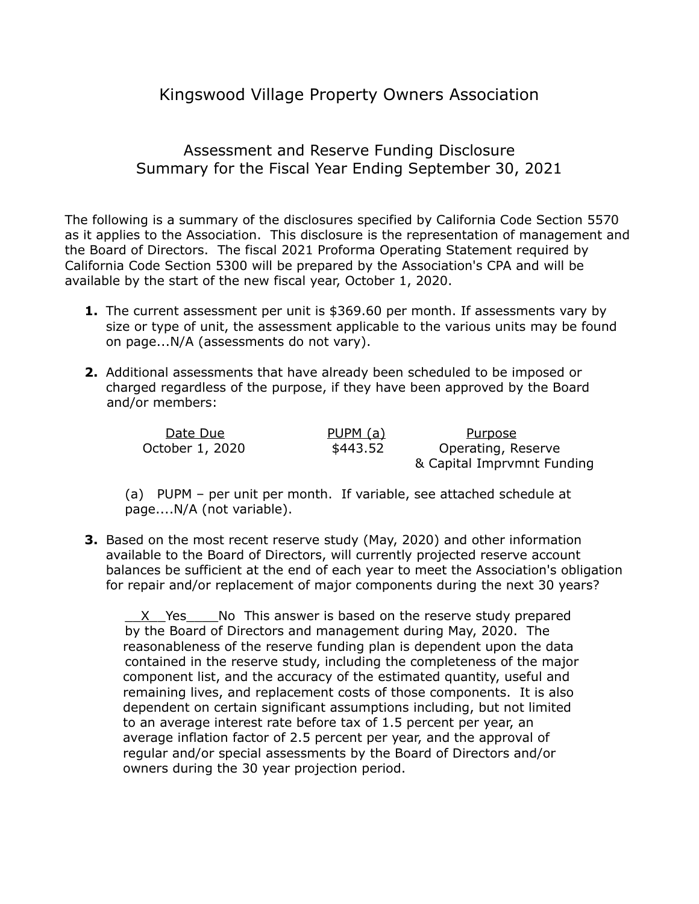# Kingswood Village Property Owners Association

## Assessment and Reserve Funding Disclosure Summary for the Fiscal Year Ending September 30, 2021

The following is a summary of the disclosures specified by California Code Section 5570 as it applies to the Association. This disclosure is the representation of management and the Board of Directors. The fiscal 2021 Proforma Operating Statement required by California Code Section 5300 will be prepared by the Association's CPA and will be available by the start of the new fiscal year, October 1, 2020.

1. The current assessment per unit is $369.60 per month. If assessments vary by size or type of unit, the assessment applicable to the various units may be found on page...N/A (assessments do not vary).

2. Additional assessments that have already been scheduled to be imposed or charged regardless of the purpose, if they have been approved by the Board and/or members:

   | Date Due | PUPM (a) | Purpose |
   |---|---|---|
   | October 1, 2020 | $443.52 | Operating, Reserve & Capital Imprvmnt Funding |

   (a) PUPM – per unit per month. If variable, see attached schedule at page....N/A (not variable).

3. Based on the most recent reserve study (May, 2020) and other information available to the Board of Directors, will currently projected reserve account balances be sufficient at the end of each year to meet the Association's obligation for repair and/or replacement of major components during the next 30 years?

   __X__Yes____No This answer is based on the reserve study prepared by the Board of Directors and management during May, 2020. The reasonableness of the reserve funding plan is dependent upon the data contained in the reserve study, including the completeness of the major component list, and the accuracy of the estimated quantity, useful and remaining lives, and replacement costs of those components. It is also dependent on certain significant assumptions including, but not limited to an average interest rate before tax of 1.5 percent per year, an average inflation factor of 2.5 percent per year, and the approval of regular and/or special assessments by the Board of Directors and/or owners during the 30 year projection period.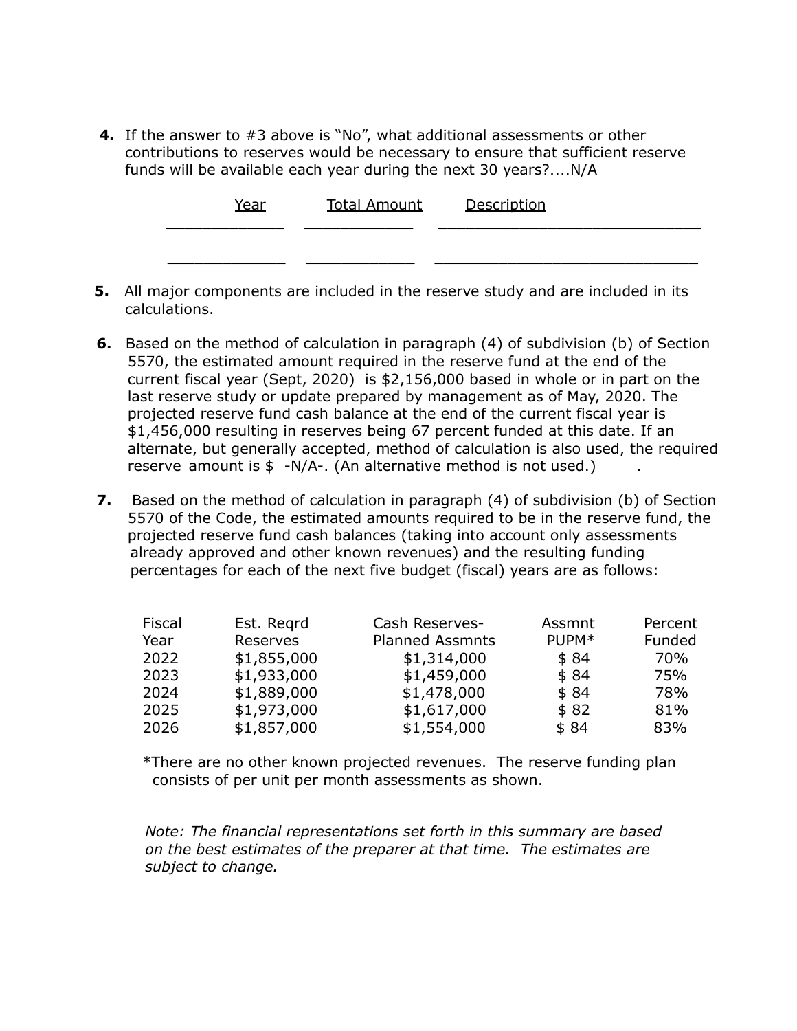**4.** If the answer to #3 above is "No", what additional assessments or other contributions to reserves would be necessary to ensure that sufficient reserve funds will be available each year during the next 30 years?....N/A

| Year | Total Amount | Description |
| --- | --- | --- |
| | | |
| | | |

**5.** All major components are included in the reserve study and are included in its calculations.

**6.** Based on the method of calculation in paragraph (4) of subdivision (b) of Section 5570, the estimated amount required in the reserve fund at the end of the current fiscal year (Sept, 2020) is $2,156,000 based in whole or in part on the last reserve study or update prepared by management as of May, 2020. The projected reserve fund cash balance at the end of the current fiscal year is $1,456,000 resulting in reserves being 67 percent funded at this date. If an alternate, but generally accepted, method of calculation is also used, the required reserve amount is $ -N/A-. (An alternative method is not used.) .

**7.** Based on the method of calculation in paragraph (4) of subdivision (b) of Section 5570 of the Code, the estimated amounts required to be in the reserve fund, the projected reserve fund cash balances (taking into account only assessments already approved and other known revenues) and the resulting funding percentages for each of the next five budget (fiscal) years are as follows:

| Fiscal Year | Est. Reqrd Reserves | Cash Reserves- Planned Assmnts | Assmnt PUPM* | Percent Funded |
| --- | --- | --- | --- | --- |
| 2022 | $1,855,000 | $1,314,000 | $ 84 | 70% |
| 2023 | $1,933,000 | $1,459,000 | $ 84 | 75% |
| 2024 | $1,889,000 | $1,478,000 | $ 84 | 78% |
| 2025 | $1,973,000 | $1,617,000 | $ 82 | 81% |
| 2026 | $1,857,000 | $1,554,000 | $ 84 | 83% |

*There are no other known projected revenues. The reserve funding plan consists of per unit per month assessments as shown.

*Note: The financial representations set forth in this summary are based on the best estimates of the preparer at that time. The estimates are subject to change.*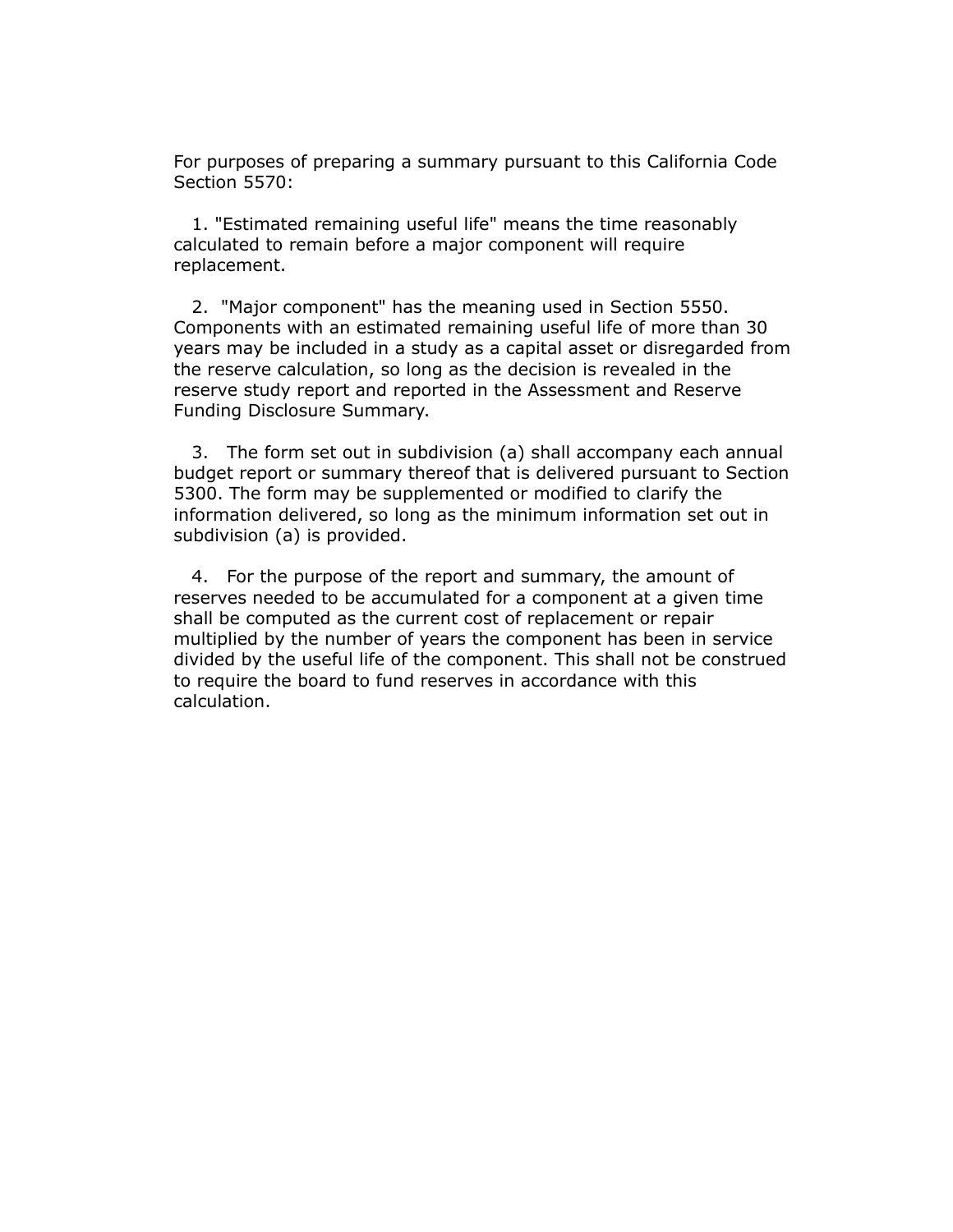For purposes of preparing a summary pursuant to this California Code Section 5570:

1. "Estimated remaining useful life" means the time reasonably calculated to remain before a major component will require replacement.

2. "Major component" has the meaning used in Section 5550. Components with an estimated remaining useful life of more than 30 years may be included in a study as a capital asset or disregarded from the reserve calculation, so long as the decision is revealed in the reserve study report and reported in the Assessment and Reserve Funding Disclosure Summary.

3. The form set out in subdivision (a) shall accompany each annual budget report or summary thereof that is delivered pursuant to Section 5300. The form may be supplemented or modified to clarify the information delivered, so long as the minimum information set out in subdivision (a) is provided.

4. For the purpose of the report and summary, the amount of reserves needed to be accumulated for a component at a given time shall be computed as the current cost of replacement or repair multiplied by the number of years the component has been in service divided by the useful life of the component. This shall not be construed to require the board to fund reserves in accordance with this calculation.